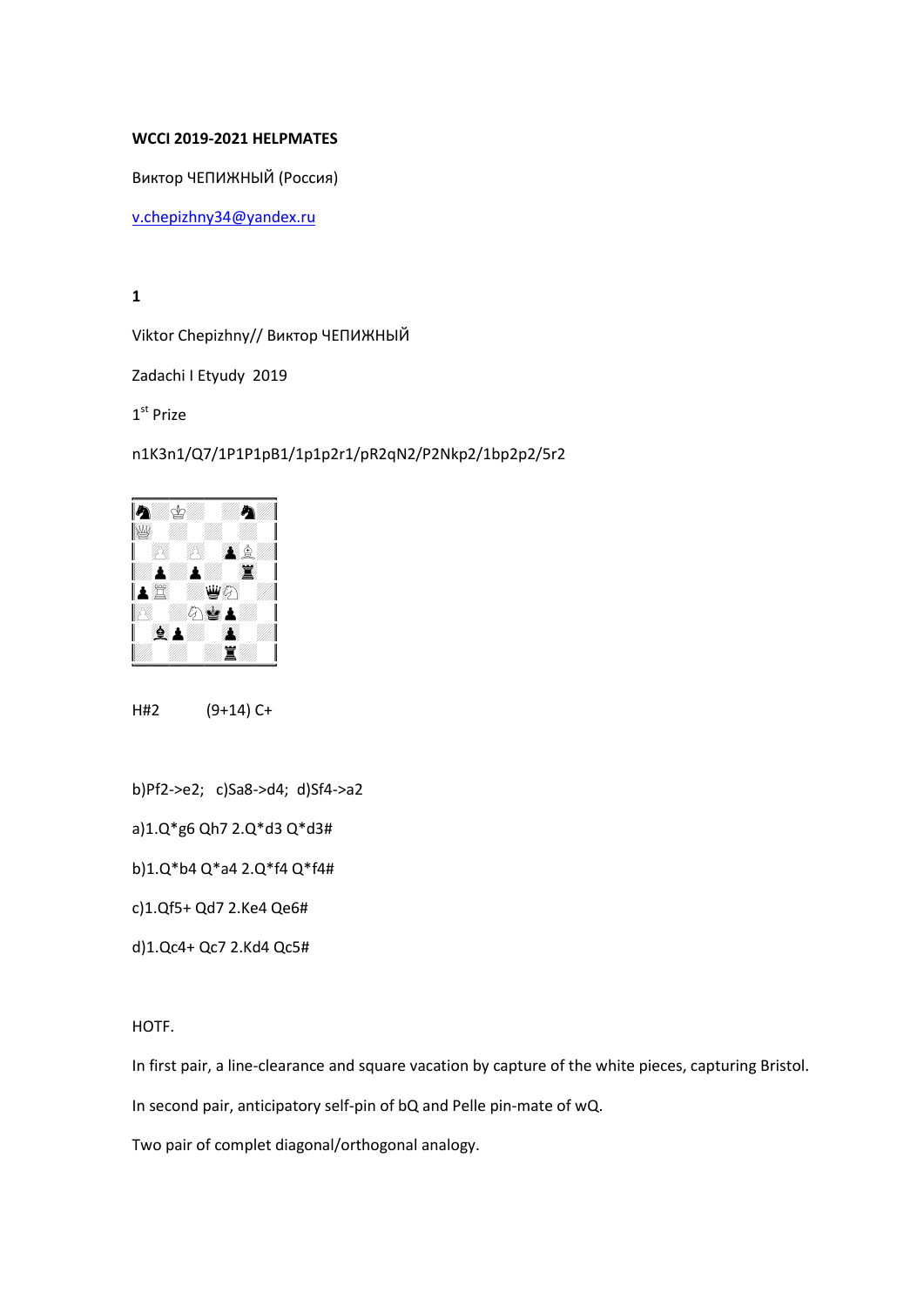**WCCI 2019-2021 HELPMATES**

Виктор ЧЕПИЖНЫЙ (Россия)

v.chepizhny34@yandex.ru

**1**

Viktor Chepizhny// Виктор ЧЕПИЖНЫЙ

Zadachi I Etyudy 2019

1st Prize

n1K3n1/Q7/1P1P1pB1/1p1p2r1/pR2qN2/P2Nkp2/1bp2p2/5r2

H#2 (9+14) C+

b)Pf2->e2; c)Sa8->d4; d)Sf4->a2

a)1.Q*g6 Qh7 2.Q*d3 Q*d3#

b)1.Q*b4 Q*a4 2.Q*f4 Q*f4#

c)1.Qf5+ Qd7 2.Ke4 Qe6#

d)1.Qc4+ Qc7 2.Kd4 Qc5#

HOTF.

In first pair, a line-clearance and square vacation by capture of the white pieces, capturing Bristol.

In second pair, anticipatory self-pin of bQ and Pelle pin-mate of wQ.

Two pair of complet diagonal/orthogonal analogy.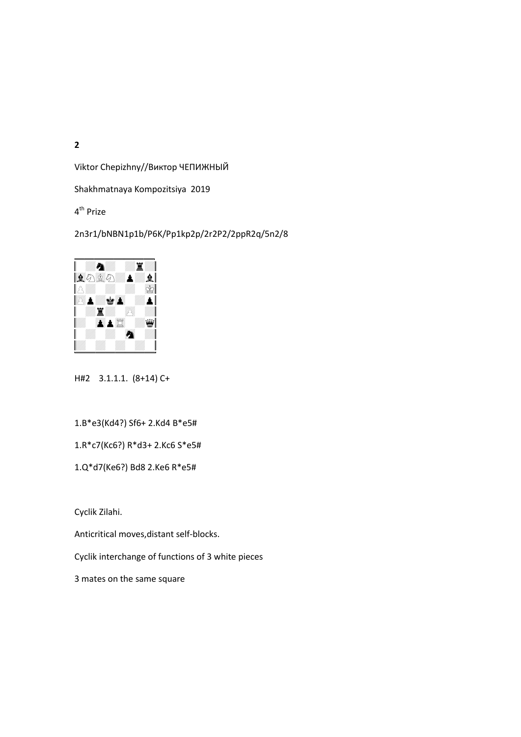**2**

Viktor Chepizhny//Виктор ЧЕПИЖНЫЙ

Shakhmatnaya Kompozitsiya 2019

4th Prize

2n3r1/bNBN1p1b/P6K/Pp1kp2p/2r2P2/2ppR2q/5n2/8

H#2 3.1.1.1. (8+14) C+

1.B*e3(Kd4?) Sf6+ 2.Kd4 B*e5#

1.R*c7(Kc6?) R*d3+ 2.Kc6 S*e5#

1.Q*d7(Ke6?) Bd8 2.Ke6 R*e5#

Cyclik Zilahi.

Anticritical moves,distant self-blocks.

Cyclik interchange of functions of 3 white pieces

3 mates on the same square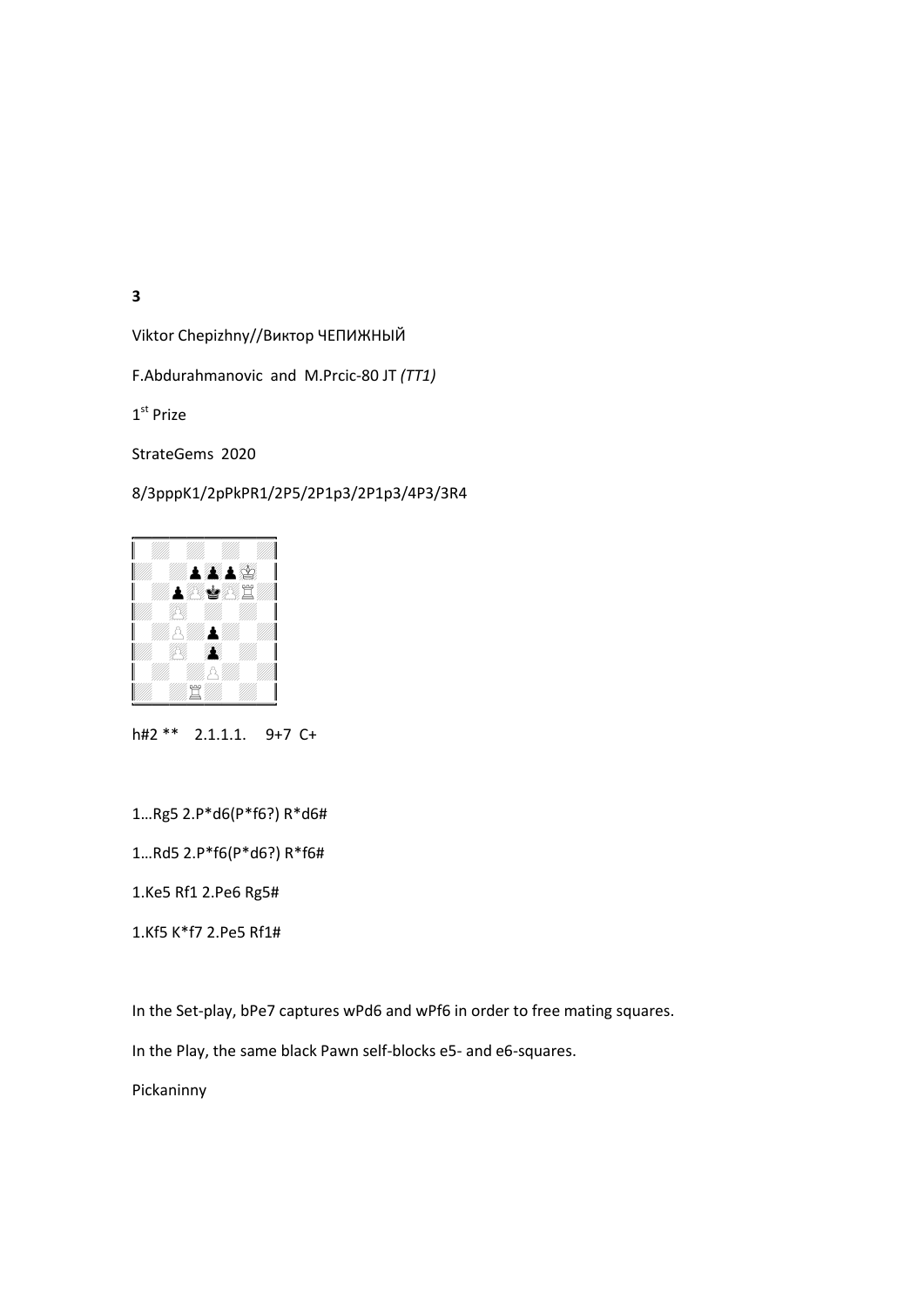**3**

Viktor Chepizhny//Виктор ЧЕПИЖНЫЙ

F.Abdurahmanovic and M.Prcic-80 JT *(TT1)*

1st Prize

StrateGems 2020

8/3pppK1/2pPkPR1/2P5/2P1p3/2P1p3/4P3/3R4

h#2 ** 2.1.1.1. 9+7 C+

1…Rg5 2.P*d6(P*f6?) R*d6#

1…Rd5 2.P*f6(P*d6?) R*f6#

1.Ke5 Rf1 2.Pe6 Rg5#

1.Kf5 K*f7 2.Pe5 Rf1#

In the Set-play, bPe7 captures wPd6 and wPf6 in order to free mating squares.

In the Play, the same black Pawn self-blocks e5- and e6-squares.

Pickaninny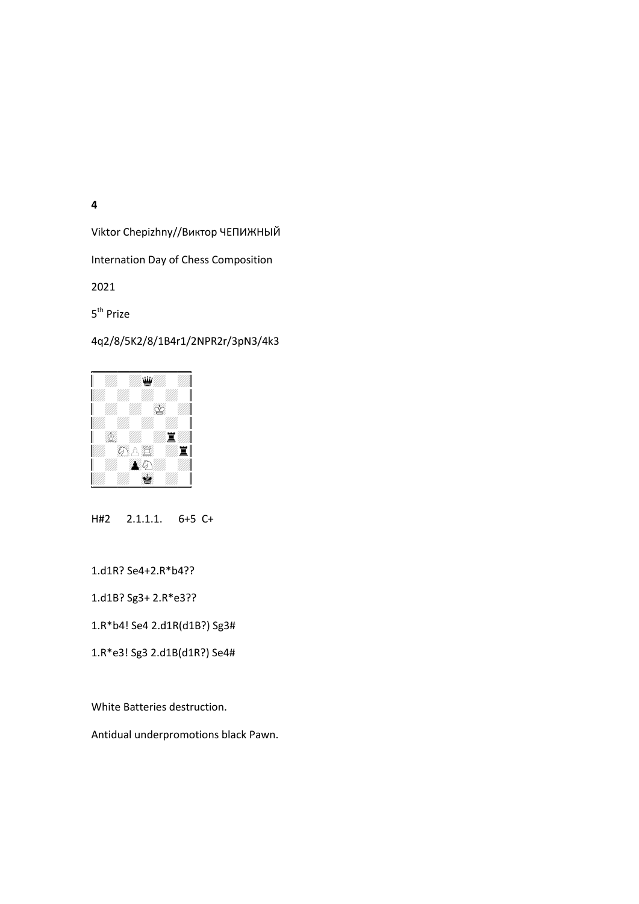**4**

Viktor Chepizhny//Виктор ЧЕПИЖНЫЙ

Internation Day of Chess Composition

2021

5th Prize

4q2/8/5K2/8/1B4r1/2NPR2r/3pN3/4k3

H#2 2.1.1.1. 6+5 C+

1.d1R? Se4+2.R*b4??

1.d1B? Sg3+ 2.R*e3??

1.R*b4! Se4 2.d1R(d1B?) Sg3#

1.R*e3! Sg3 2.d1B(d1R?) Se4#

White Batteries destruction.

Antidual underpromotions black Pawn.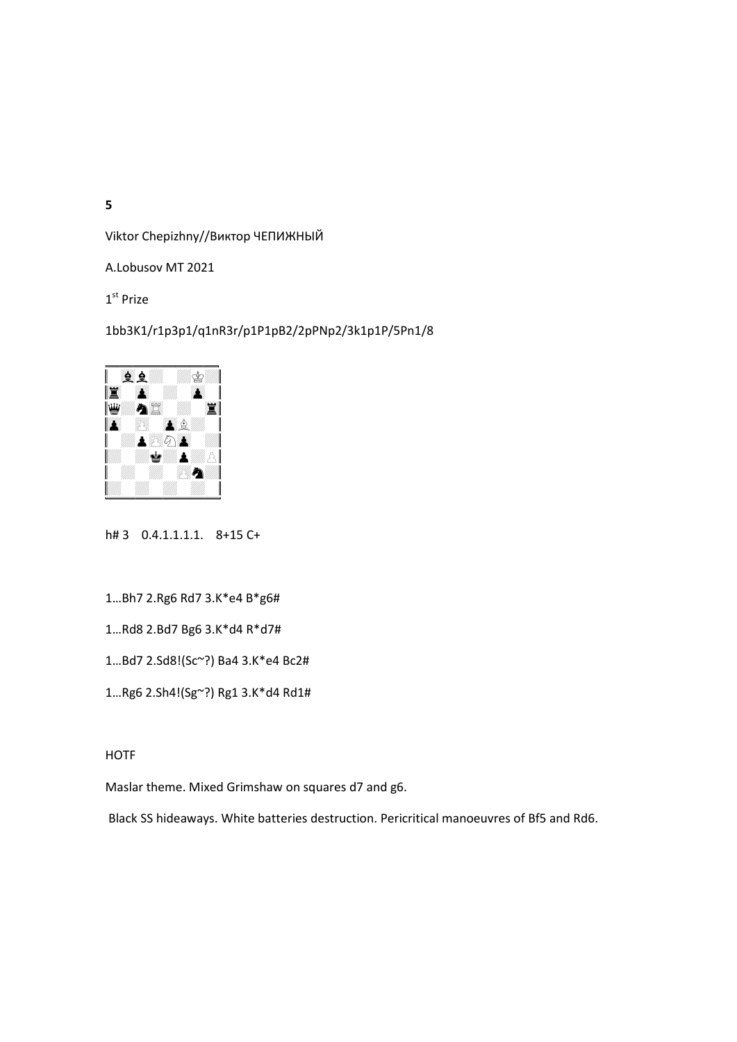**5**

Viktor Chepizhny//Виктор ЧЕПИЖНЫЙ

A.Lobusov MT 2021

1st Prize

1bb3K1/r1p3p1/q1nR3r/p1P1pB2/2pPNp2/3k1p1P/5Pn1/8

h# 3    0.4.1.1.1.1.    8+15 C+

1...Bh7 2.Rg6 Rd7 3.K*e4 B*g6#

1...Rd8 2.Bd7 Bg6 3.K*d4 R*d7#

1...Bd7 2.Sd8!(Sc~?) Ba4 3.K*e4 Bc2#

1...Rg6 2.Sh4!(Sg~?) Rg1 3.K*d4 Rd1#

HOTF

Maslar theme. Mixed Grimshaw on squares d7 and g6.

Black SS hideaways. White batteries destruction. Pericritical manoeuvres of Bf5 and Rd6.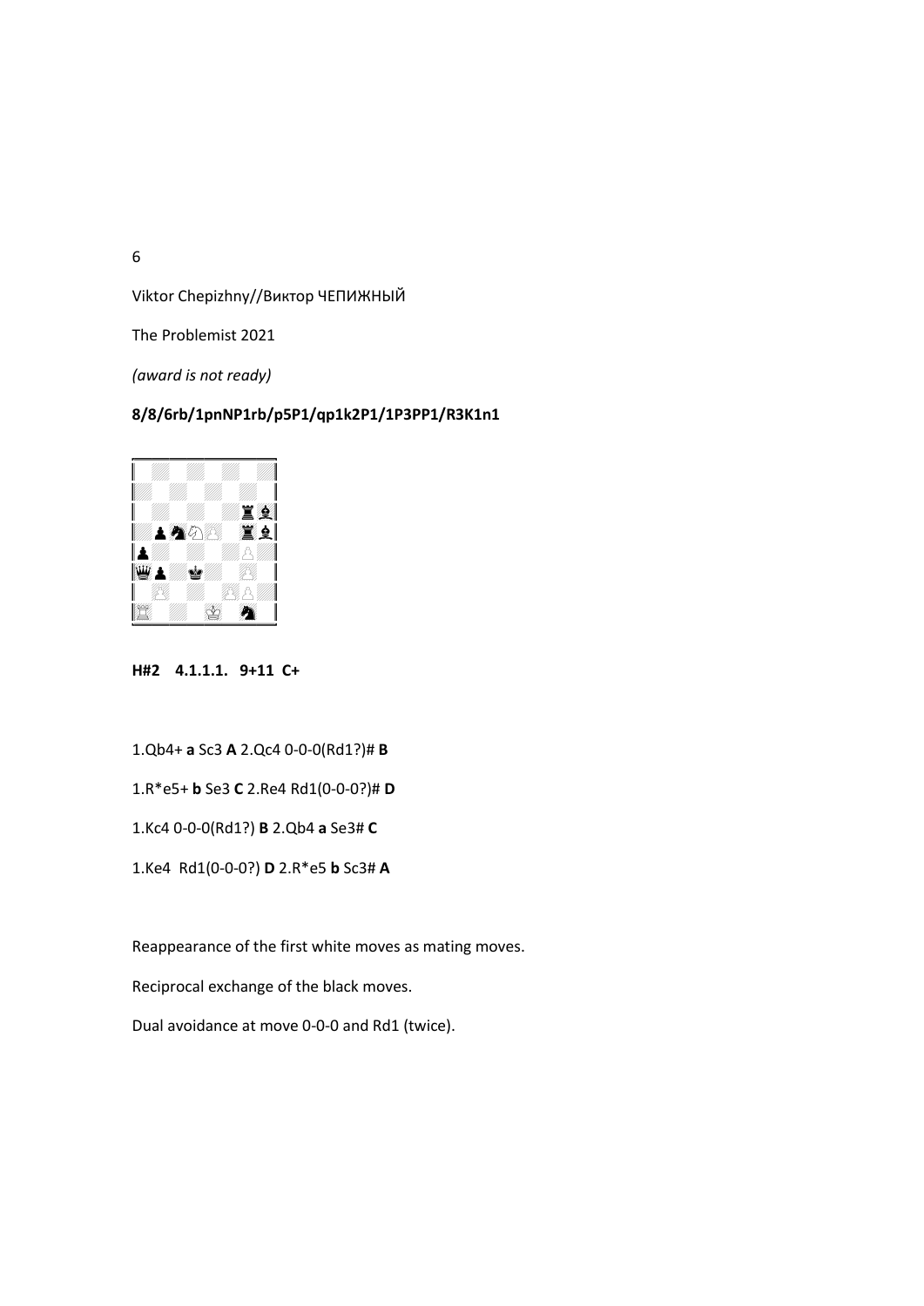6

Viktor Chepizhny//Виктор ЧЕПИЖНЫЙ

The Problemist 2021

*(award is not ready)*

**8/8/6rb/1pnNP1rb/p5P1/qp1k2P1/1P3PP1/R3K1n1**

**H#2 4.1.1.1. 9+11 C+**

1.Qb4+ **a** Sc3 **A** 2.Qc4 0-0-0(Rd1?)# **B**

1.R*e5+ **b** Se3 **C** 2.Re4 Rd1(0-0-0?)# **D**

1.Kc4 0-0-0(Rd1?) **B** 2.Qb4 **a** Se3# **C**

1.Ke4 Rd1(0-0-0?) **D** 2.R*e5 **b** Sc3# **A**

Reappearance of the first white moves as mating moves.

Reciprocal exchange of the black moves.

Dual avoidance at move 0-0-0 and Rd1 (twice).